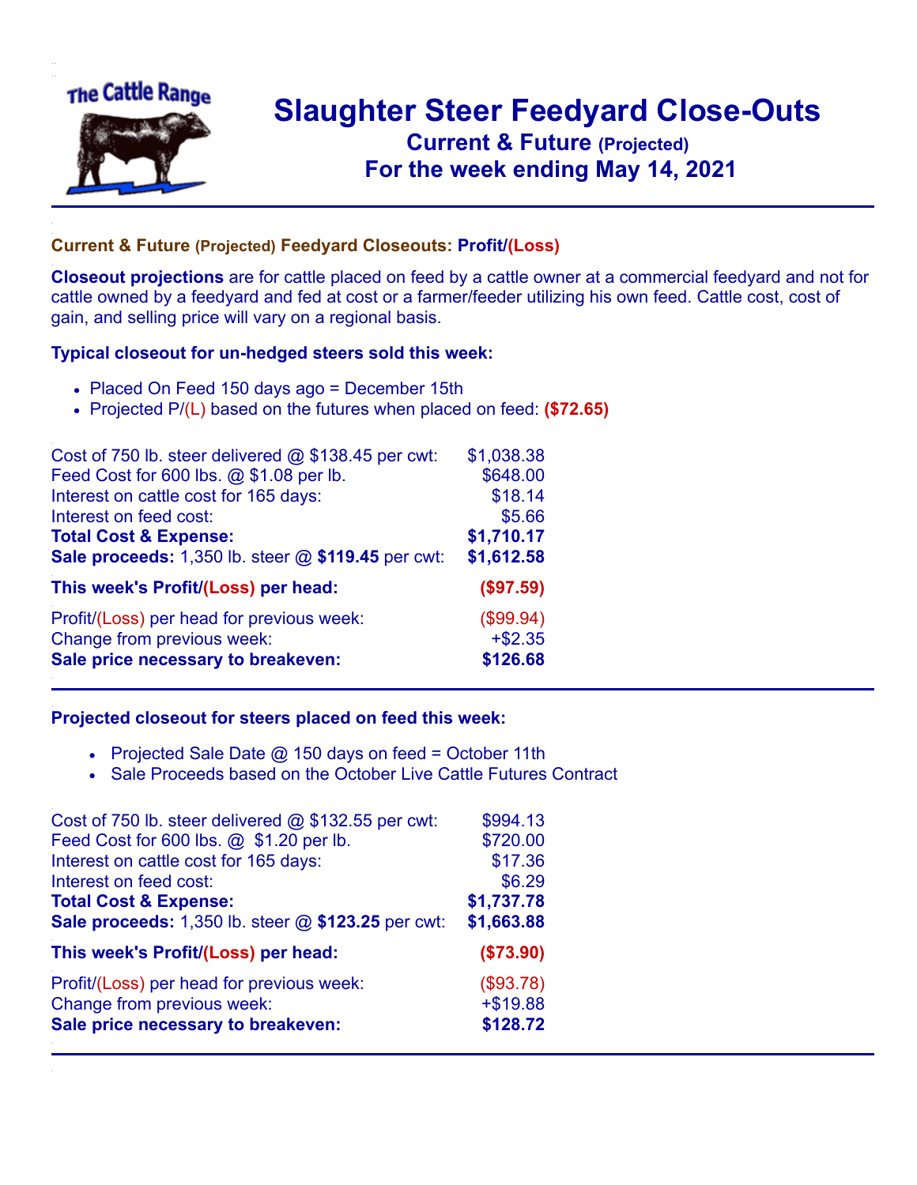# Slaughter Steer Feedyard Close-Outs

## Current & Future (Projected)

## For the week ending May 14, 2021

### Current & Future (Projected) Feedyard Closeouts: Profit/(Loss)

**Closeout projections** are for cattle placed on feed by a cattle owner at a commercial feedyard and not for cattle owned by a feedyard and fed at cost or a farmer/feeder utilizing his own feed. Cattle cost, cost of gain, and selling price will vary on a regional basis.

### Typical closeout for un-hedged steers sold this week:

- Placed On Feed 150 days ago = December 15th
- Projected P/(L) based on the futures when placed on feed: **($72.65)**

| | |
|---|---|
| Cost of 750 lb. steer delivered @ $138.45 per cwt: | $1,038.38 |
| Feed Cost for 600 lbs. @ $1.08 per lb. | $648.00 |
| Interest on cattle cost for 165 days: | $18.14 |
| Interest on feed cost: | $5.66 |
| **Total Cost & Expense:** | **$1,710.17** |
| **Sale proceeds:** 1,350 lb. steer @ **$119.45** per cwt: | **$1,612.58** |
| **This week's Profit/(Loss) per head:** | **($97.59)** |
| Profit/(Loss) per head for previous week: | ($99.94) |
| Change from previous week: | +$2.35 |
| **Sale price necessary to breakeven:** | **$126.68** |

### Projected closeout for steers placed on feed this week:

- Projected Sale Date @ 150 days on feed = October 11th
- Sale Proceeds based on the October Live Cattle Futures Contract

| | |
|---|---|
| Cost of 750 lb. steer delivered @ $132.55 per cwt: | $994.13 |
| Feed Cost for 600 lbs. @ $1.20 per lb. | $720.00 |
| Interest on cattle cost for 165 days: | $17.36 |
| Interest on feed cost: | $6.29 |
| **Total Cost & Expense:** | **$1,737.78** |
| **Sale proceeds:** 1,350 lb. steer @ **$123.25** per cwt: | **$1,663.88** |
| **This week's Profit/(Loss) per head:** | **($73.90)** |
| Profit/(Loss) per head for previous week: | ($93.78) |
| Change from previous week: | +$19.88 |
| **Sale price necessary to breakeven:** | **$128.72** |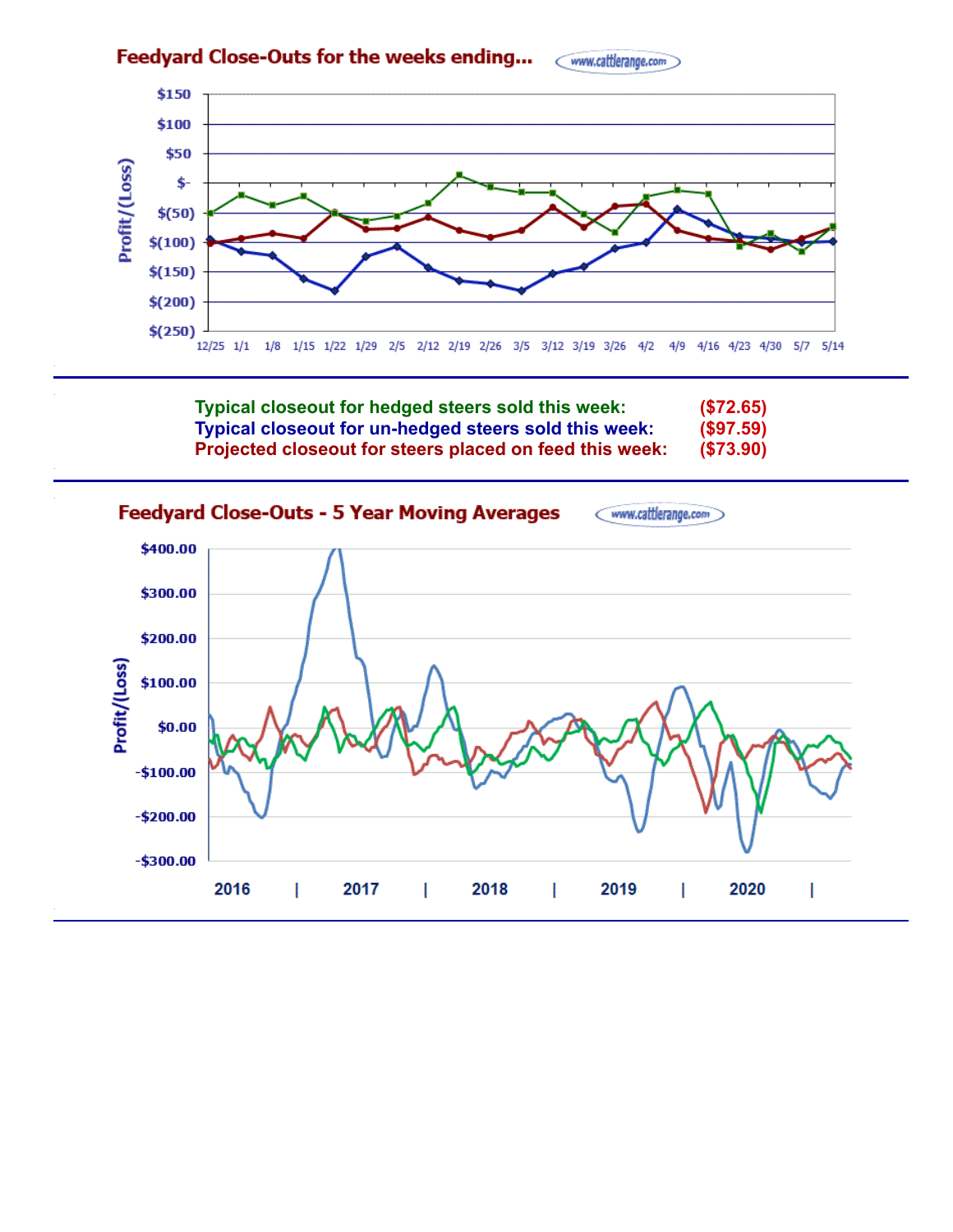## Feedyard Close-Outs for the weeks ending...

www.cattlerange.com

Profit/(Loss)

$150
$100
$50
$-
$(50)
$(100)
$(150)
$(200)
$(250)

12/25 1/1 1/8 1/15 1/22 1/29 2/5 2/12 2/19 2/26 3/5 3/12 3/19 3/26 4/2 4/9 4/16 4/23 4/30 5/7 5/14

---

**Typical closeout for hedged steers sold this week:** **($72.65)**
**Typical closeout for un-hedged steers sold this week:** **($97.59)**
**Projected closeout for steers placed on feed this week:** **($73.90)**

---

## Feedyard Close-Outs - 5 Year Moving Averages

www.cattlerange.com

Profit/(Loss)

$400.00
$300.00
$200.00
$100.00
$0.00
-$100.00
-$200.00
-$300.00

2016 | 2017 | 2018 | 2019 | 2020 |